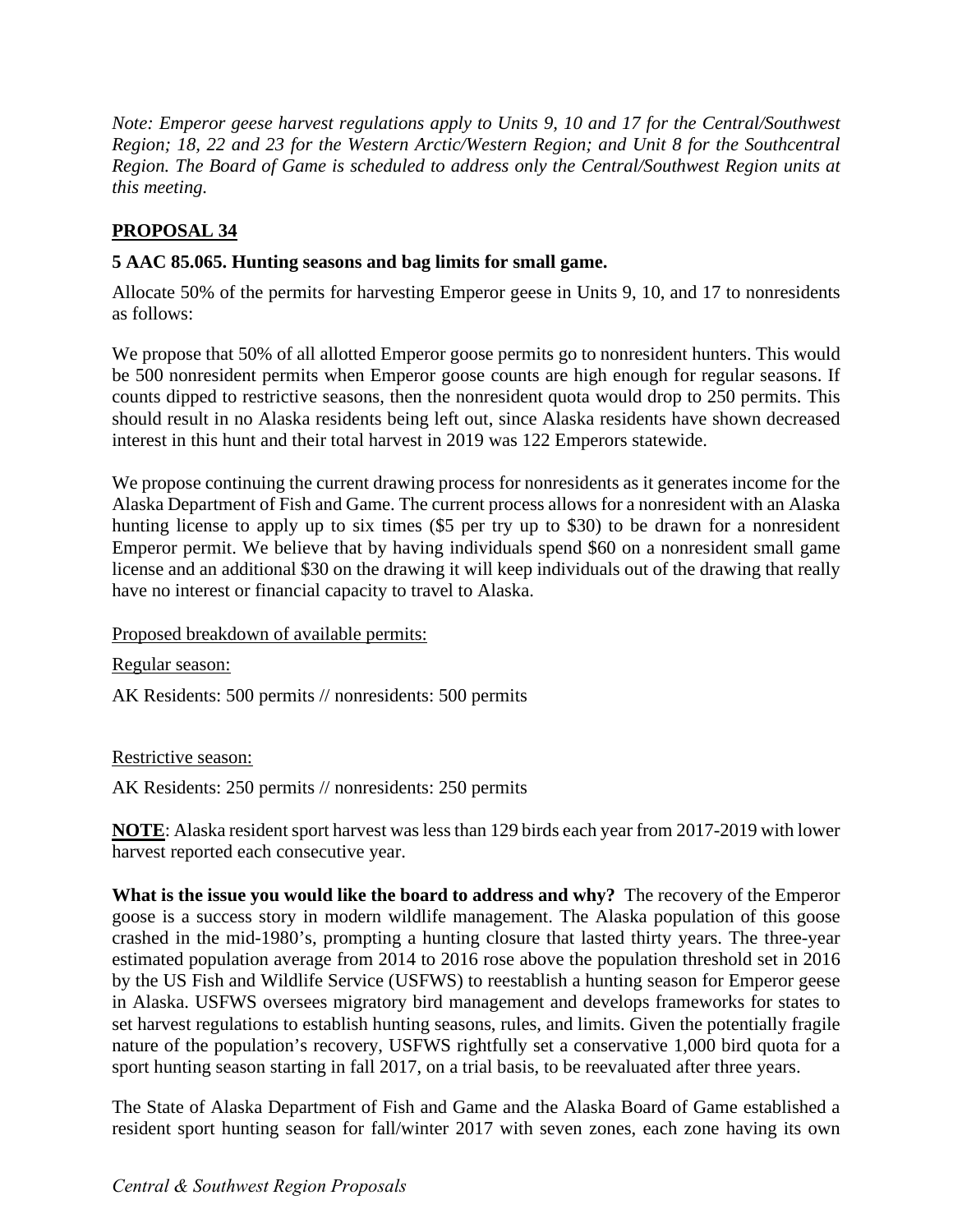*Note: Emperor geese harvest regulations apply to Units 9, 10 and 17 for the Central/Southwest Region; 18, 22 and 23 for the Western Arctic/Western Region; and Unit 8 for the Southcentral Region. The Board of Game is scheduled to address only the Central/Southwest Region units at this meeting.*

## PROPOSAL 34

**5 AAC 85.065. Hunting seasons and bag limits for small game.**

Allocate 50% of the permits for harvesting Emperor geese in Units 9, 10, and 17 to nonresidents as follows:

We propose that 50% of all allotted Emperor goose permits go to nonresident hunters. This would be 500 nonresident permits when Emperor goose counts are high enough for regular seasons. If counts dipped to restrictive seasons, then the nonresident quota would drop to 250 permits. This should result in no Alaska residents being left out, since Alaska residents have shown decreased interest in this hunt and their total harvest in 2019 was 122 Emperors statewide.

We propose continuing the current drawing process for nonresidents as it generates income for the Alaska Department of Fish and Game. The current process allows for a nonresident with an Alaska hunting license to apply up to six times ($5 per try up to $30) to be drawn for a nonresident Emperor permit. We believe that by having individuals spend $60 on a nonresident small game license and an additional $30 on the drawing it will keep individuals out of the drawing that really have no interest or financial capacity to travel to Alaska.

Proposed breakdown of available permits:

Regular season:

AK Residents: 500 permits // nonresidents: 500 permits

Restrictive season:

AK Residents: 250 permits // nonresidents: 250 permits

**NOTE**: Alaska resident sport harvest was less than 129 birds each year from 2017-2019 with lower harvest reported each consecutive year.

**What is the issue you would like the board to address and why?** The recovery of the Emperor goose is a success story in modern wildlife management. The Alaska population of this goose crashed in the mid-1980's, prompting a hunting closure that lasted thirty years. The three-year estimated population average from 2014 to 2016 rose above the population threshold set in 2016 by the US Fish and Wildlife Service (USFWS) to reestablish a hunting season for Emperor geese in Alaska. USFWS oversees migratory bird management and develops frameworks for states to set harvest regulations to establish hunting seasons, rules, and limits. Given the potentially fragile nature of the population's recovery, USFWS rightfully set a conservative 1,000 bird quota for a sport hunting season starting in fall 2017, on a trial basis, to be reevaluated after three years.

The State of Alaska Department of Fish and Game and the Alaska Board of Game established a resident sport hunting season for fall/winter 2017 with seven zones, each zone having its own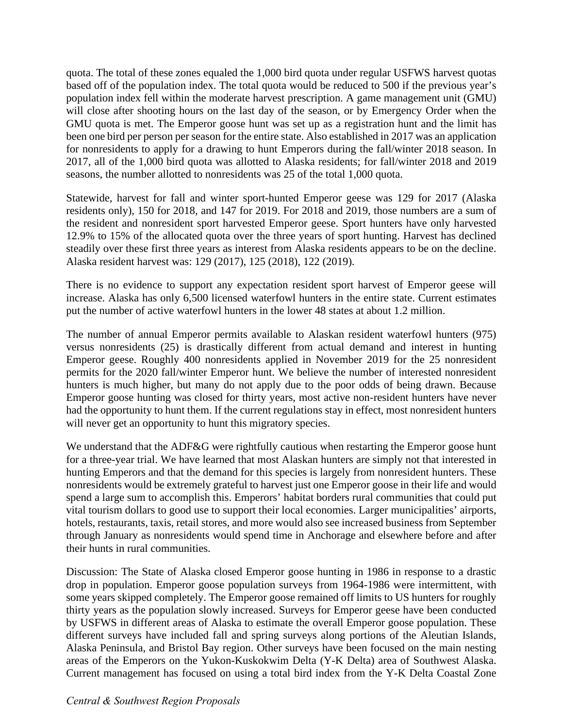quota. The total of these zones equaled the 1,000 bird quota under regular USFWS harvest quotas based off of the population index. The total quota would be reduced to 500 if the previous year's population index fell within the moderate harvest prescription. A game management unit (GMU) will close after shooting hours on the last day of the season, or by Emergency Order when the GMU quota is met. The Emperor goose hunt was set up as a registration hunt and the limit has been one bird per person per season for the entire state. Also established in 2017 was an application for nonresidents to apply for a drawing to hunt Emperors during the fall/winter 2018 season. In 2017, all of the 1,000 bird quota was allotted to Alaska residents; for fall/winter 2018 and 2019 seasons, the number allotted to nonresidents was 25 of the total 1,000 quota.

Statewide, harvest for fall and winter sport-hunted Emperor geese was 129 for 2017 (Alaska residents only), 150 for 2018, and 147 for 2019. For 2018 and 2019, those numbers are a sum of the resident and nonresident sport harvested Emperor geese. Sport hunters have only harvested 12.9% to 15% of the allocated quota over the three years of sport hunting. Harvest has declined steadily over these first three years as interest from Alaska residents appears to be on the decline. Alaska resident harvest was: 129 (2017), 125 (2018), 122 (2019).

There is no evidence to support any expectation resident sport harvest of Emperor geese will increase. Alaska has only 6,500 licensed waterfowl hunters in the entire state. Current estimates put the number of active waterfowl hunters in the lower 48 states at about 1.2 million.

The number of annual Emperor permits available to Alaskan resident waterfowl hunters (975) versus nonresidents (25) is drastically different from actual demand and interest in hunting Emperor geese. Roughly 400 nonresidents applied in November 2019 for the 25 nonresident permits for the 2020 fall/winter Emperor hunt. We believe the number of interested nonresident hunters is much hingher, but many do not apply due to the poor odds of being drawn. Because Emperor goose hunting was closed for thirty years, most active non-resident hunters have never had the opportunity to hunt them. If the current regulations stay in effect, most nonresident hunters will never get an opportunity to hunt this migratory species.

We understand that the ADF&G were rightfully cautious when restarting the Emperor goose hunt for a three-year trial. We have learned that most Alaskan hunters are simply not that interested in hunting Emperors and that the demand for this species is largely from nonresident hunters. These nonresidents would be extremely grateful to harvest just one Emperor goose in their life and would spend a large sum to accomplish this. Emperors' habitat borders rural communities that could put vital tourism dollars to good use to support their local economies. Larger municipalities' airports, hotels, restaurants, taxis, retail stores, and more would also see increased business from September through January as nonresidents would spend time in Anchorage and elsewhere before and after their hunts in rural communities.

Discussion: The State of Alaska closed Emperor goose hunting in 1986 in response to a drastic drop in population. Emperor goose population surveys from 1964-1986 were intermittent, with some years skipped completely. The Emperor goose remained off limits to US hunters for roughly thirty years as the population slowly increased. Surveys for Emperor geese have been conducted by USFWS in different areas of Alaska to estimate the overall Emperor goose population. These different surveys have included fall and spring surveys along portions of the Aleutian Islands, Alaska Peninsula, and Bristol Bay region. Other surveys have been focused on the main nesting areas of the Emperors on the Yukon-Kuskokwim Delta (Y-K Delta) area of Southwest Alaska. Current management has focused on using a total bird index from the Y-K Delta Coastal Zone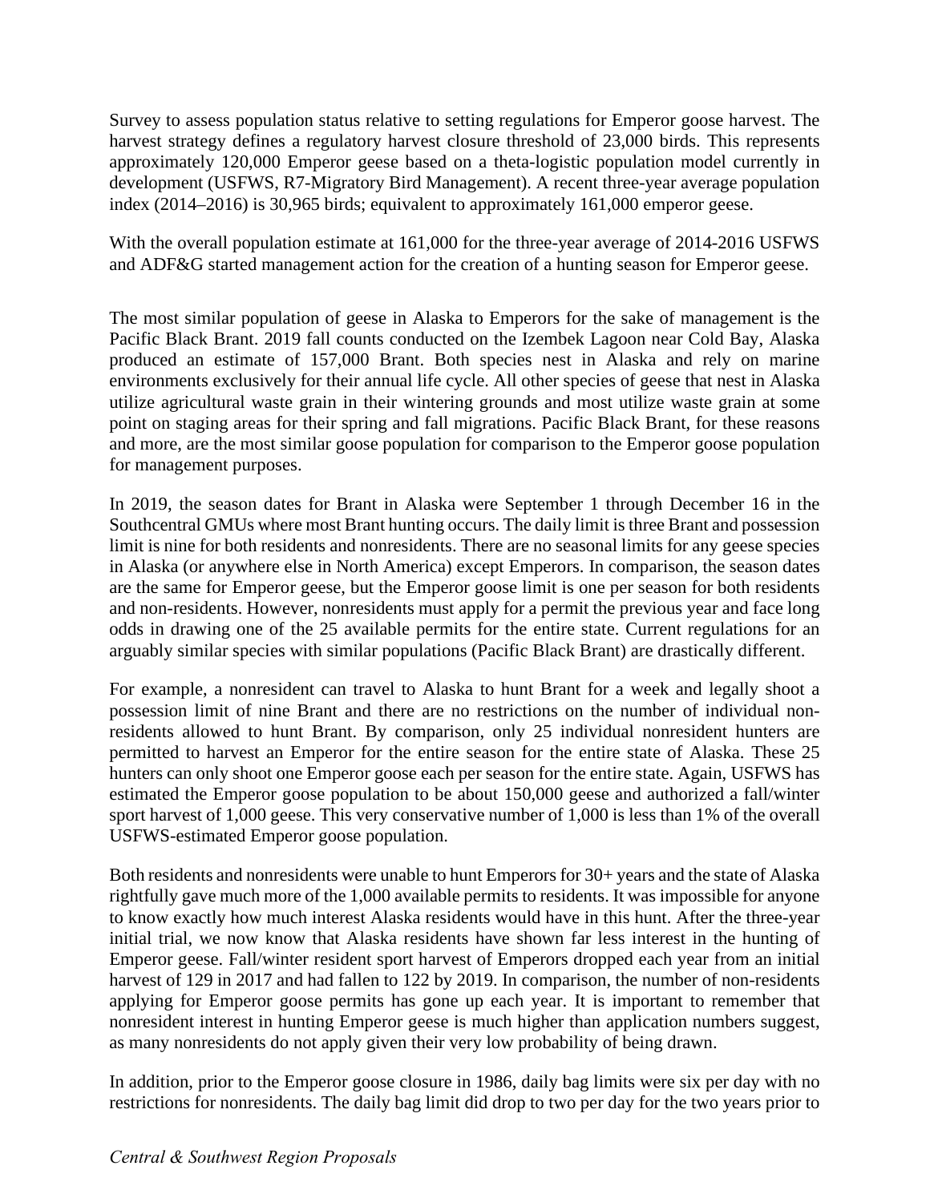Survey to assess population status relative to setting regulations for Emperor goose harvest. The harvest strategy defines a regulatory harvest closure threshold of 23,000 birds. This represents approximately 120,000 Emperor geese based on a theta-logistic population model currently in development (USFWS, R7-Migratory Bird Management). A recent three-year average population index (2014–2016) is 30,965 birds; equivalent to approximately 161,000 emperor geese.

With the overall population estimate at 161,000 for the three-year average of 2014-2016 USFWS and ADF&G started management action for the creation of a hunting season for Emperor geese.

The most similar population of geese in Alaska to Emperors for the sake of management is the Pacific Black Brant. 2019 fall counts conducted on the Izembek Lagoon near Cold Bay, Alaska produced an estimate of 157,000 Brant. Both species nest in Alaska and rely on marine environments exclusively for their annual life cycle. All other species of geese that nest in Alaska utilize agricultural waste grain in their wintering grounds and most utilize waste grain at some point on staging areas for their spring and fall migrations. Pacific Black Brant, for these reasons and more, are the most similar goose population for comparison to the Emperor goose population for management purposes.

In 2019, the season dates for Brant in Alaska were September 1 through December 16 in the Southcentral GMUs where most Brant hunting occurs. The daily limit is three Brant and possession limit is nine for both residents and nonresidents. There are no seasonal limits for any geese species in Alaska (or anywhere else in North America) except Emperors. In comparison, the season dates are the same for Emperor geese, but the Emperor goose limit is one per season for both residents and non-residents. However, nonresidents must apply for a permit the previous year and face long odds in drawing one of the 25 available permits for the entire state. Current regulations for an arguably similar species with similar populations (Pacific Black Brant) are drastically different.

For example, a nonresident can travel to Alaska to hunt Brant for a week and legally shoot a possession limit of nine Brant and there are no restrictions on the number of individual non-residents allowed to hunt Brant. By comparison, only 25 individual nonresident hunters are permitted to harvest an Emperor for the entire season for the entire state of Alaska. These 25 hunters can only shoot one Emperor goose each per season for the entire state. Again, USFWS has estimated the Emperor goose population to be about 150,000 geese and authorized a fall/winter sport harvest of 1,000 geese. This very conservative number of 1,000 is less than 1% of the overall USFWS-estimated Emperor goose population.

Both residents and nonresidents were unable to hunt Emperors for 30+ years and the state of Alaska rightfully gave much more of the 1,000 available permits to residents. It was impossible for anyone to know exactly how much interest Alaska residents would have in this hunt. After the three-year initial trial, we now know that Alaska residents have shown far less interest in the hunting of Emperor geese. Fall/winter resident sport harvest of Emperors dropped each year from an initial harvest of 129 in 2017 and had fallen to 122 by 2019. In comparison, the number of non-residents applying for Emperor goose permits has gone up each year. It is important to remember that nonresident interest in hunting Emperor geese is much higher than application numbers suggest, as many nonresidents do not apply given their very low probability of being drawn.

In addition, prior to the Emperor goose closure in 1986, daily bag limits were six per day with no restrictions for nonresidents. The daily bag limit did drop to two per day for the two years prior to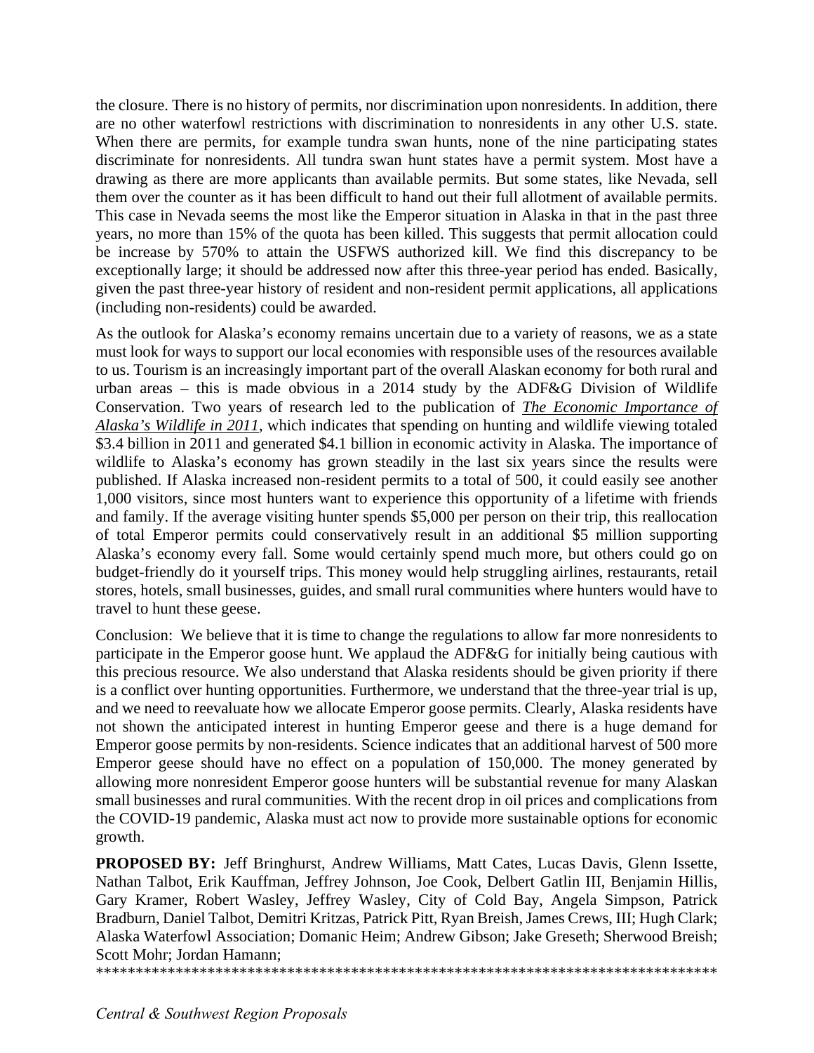the closure. There is no history of permits, nor discrimination upon nonresidents. In addition, there are no other waterfowl restrictions with discrimination to nonresidents in any other U.S. state. When there are permits, for example tundra swan hunts, none of the nine participating states discriminate for nonresidents. All tundra swan hunt states have a permit system. Most have a drawing as there are more applicants than available permits. But some states, like Nevada, sell them over the counter as it has been difficult to hand out their full allotment of available permits. This case in Nevada seems the most like the Emperor situation in Alaska in that in the past three years, no more than 15% of the quota has been killed. This suggests that permit allocation could be increase by 570% to attain the USFWS authorized kill. We find this discrepancy to be exceptionally large; it should be addressed now after this three-year period has ended. Basically, given the past three-year history of resident and non-resident permit applications, all applications (including non-residents) could be awarded.

As the outlook for Alaska's economy remains uncertain due to a variety of reasons, we as a state must look for ways to support our local economies with responsible uses of the resources available to us. Tourism is an increasingly important part of the overall Alaskan economy for both rural and urban areas – this is made obvious in a 2014 study by the ADF&G Division of Wildlife Conservation. Two years of research led to the publication of ***The Economic Importance of Alaska's Wildlife in 2011***, which indicates that spending on hunting and wildlife viewing totaled $3.4 billion in 2011 and generated $4.1 billion in economic activity in Alaska. The importance of wildlife to Alaska's economy has grown steadily in the last six years since the results were published. If Alaska increased non-resident permits to a total of 500, it could easily see another 1,000 visitors, since most hunters want to experience this opportunity of a lifetime with friends and family. If the average visiting hunter spends $5,000 per person on their trip, this reallocation of total Emperor permits could conservatively result in an additional $5 million supporting Alaska's economy every fall. Some would certainly spend much more, but others could go on budget-friendly do it yourself trips. This money would help struggling airlines, restaurants, retail stores, hotels, small businesses, guides, and small rural communities where hunters would have to travel to hunt these geese.

Conclusion: We believe that it is time to change the regulations to allow far more nonresidents to participate in the Emperor goose hunt. We applaud the ADF&G for initially being cautious with this precious resource. We also understand that Alaska residents should be given priority if there is a conflict over hunting opportunities. Furthermore, we understand that the three-year trial is up, and we need to reevaluate how we allocate Emperor goose permits. Clearly, Alaska residents have not shown the anticipated interest in hunting Emperor geese and there is a huge demand for Emperor goose permits by non-residents. Science indicates that an additional harvest of 500 more Emperor geese should have no effect on a population of 150,000. The money generated by allowing more nonresident Emperor goose hunters will be substantial revenue for many Alaskan small businesses and rural communities. With the recent drop in oil prices and complications from the COVID-19 pandemic, Alaska must act now to provide more sustainable options for economic growth.

**PROPOSED BY:** Jeff Bringhurst, Andrew Williams, Matt Cates, Lucas Davis, Glenn Issette, Nathan Talbot, Erik Kauffman, Jeffrey Johnson, Joe Cook, Delbert Gatlin III, Benjamin Hillis, Gary Kramer, Robert Wasley, Jeffrey Wasley, City of Cold Bay, Angela Simpson, Patrick Bradburn, Daniel Talbot, Demitri Kritzas, Patrick Pitt, Ryan Breish, James Crews, III; Hugh Clark; Alaska Waterfowl Association; Domanic Heim; Andrew Gibson; Jake Greseth; Sherwood Breish; Scott Mohr; Jordan Hamann;

******************************************************************************